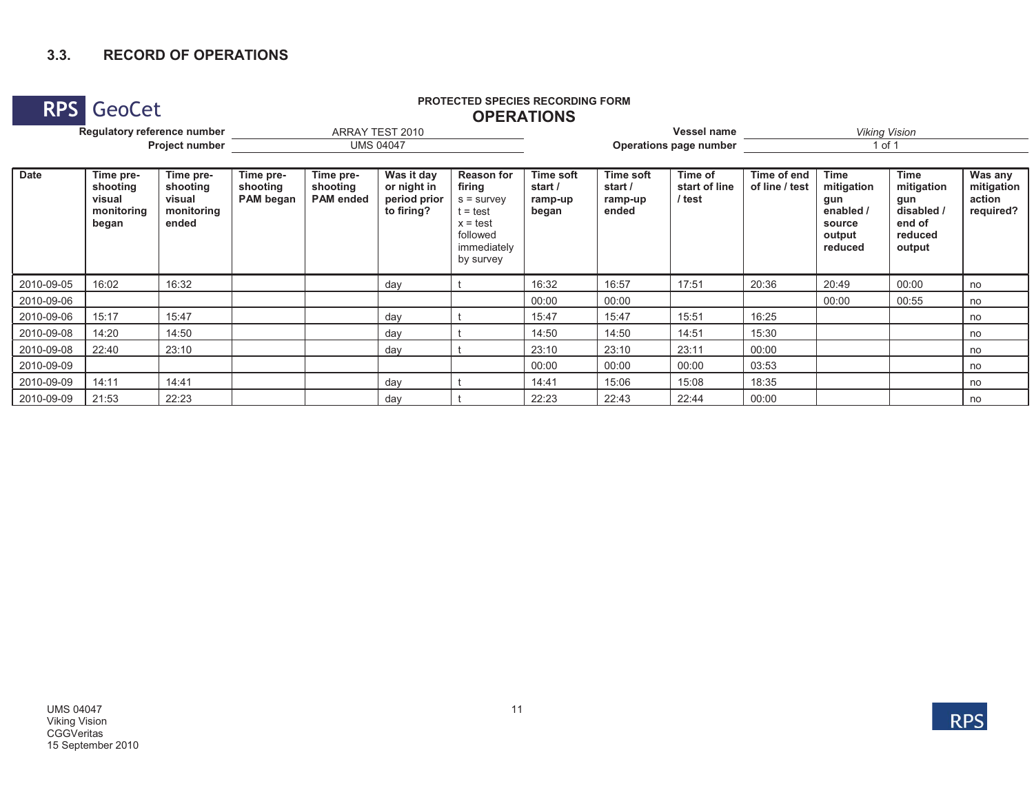### 3.3. RECORD OF OPERATIONS

**RPS GeoCet**

**PROTECTED SPECIES RECORDING FORM**

## OPERATIONS

**Regulatory reference number** ARRAY TEST 2010

**Project number** UMS 04047

**Vessel name** *Viking Vision*

**Operations page number** 1 of 1

| Date | Time pre-shooting visual monitoring began | Time pre-shooting visual monitoring ended | Time pre-shooting PAM began | Time pre-shooting PAM ended | Was it day or night in period prior to firing? | Reason for firing s = survey t = test x = test followed immediately by survey | Time soft start / ramp-up began | Time soft start / ramp-up ended | Time of start of line / test | Time of end of line / test | Time mitigation gun enabled / source output reduced | Time mitigation gun disabled / end of reduced output | Was any mitigation action required? |
|---|---|---|---|---|---|---|---|---|---|---|---|---|---|
| 2010-09-05 | 16:02 | 16:32 | | | day | t | 16:32 | 16:57 | 17:51 | 20:36 | 20:49 | 00:00 | no |
| 2010-09-06 | | | | | | | 00:00 | 00:00 | | | 00:00 | 00:55 | no |
| 2010-09-06 | 15:17 | 15:47 | | | day | t | 15:47 | 15:47 | 15:51 | 16:25 | | | no |
| 2010-09-08 | 14:20 | 14:50 | | | day | t | 14:50 | 14:50 | 14:51 | 15:30 | | | no |
| 2010-09-08 | 22:40 | 23:10 | | | day | t | 23:10 | 23:10 | 23:11 | 00:00 | | | no |
| 2010-09-09 | | | | | | | 00:00 | 00:00 | 00:00 | 03:53 | | | no |
| 2010-09-09 | 14:11 | 14:41 | | | day | t | 14:41 | 15:06 | 15:08 | 18:35 | | | no |
| 2010-09-09 | 21:53 | 22:23 | | | day | t | 22:23 | 22:43 | 22:44 | 00:00 | | | no |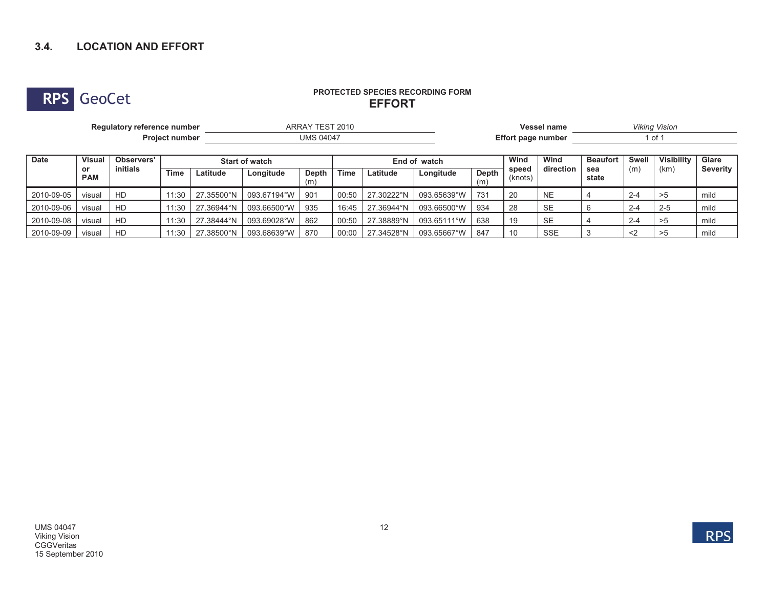### 3.4. LOCATION AND EFFORT

RPS GeoCet

**PROTECTED SPECIES RECORDING FORM**

**EFFORT**

| | | | |
|---|---|---|---|
| **Regulatory reference number** | ARRAY TEST 2010 | **Vessel name** | *Viking Vision* |
| **Project number** | UMS 04047 | **Effort page number** | 1 of 1 |

| Date | Visual or PAM | Observers' initials | Start of watch | | | | End of watch | | | | Wind speed (knots) | Wind direction | Beaufort sea state | Swell (m) | Visibility (km) | Glare Severity |
|---|---|---|---|---|---|---|---|---|---|---|---|---|---|---|---|---|
| | | | Time | Latitude | Longitude | Depth (m) | Time | Latitude | Longitude | Depth (m) | | | | | | |
| 2010-09-05 | visual | HD | 11:30 | 27.35500°N | 093.67194°W | 901 | 00:50 | 27.30222°N | 093.65639°W | 731 | 20 | NE | 4 | 2-4 | >5 | mild |
| 2010-09-06 | visual | HD | 11:30 | 27.36944°N | 093.66500°W | 935 | 16:45 | 27.36944°N | 093.66500°W | 934 | 28 | SE | 6 | 2-4 | 2-5 | mild |
| 2010-09-08 | visual | HD | 11:30 | 27.38444°N | 093.69028°W | 862 | 00:50 | 27.38889°N | 093.65111°W | 638 | 19 | SE | 4 | 2-4 | >5 | mild |
| 2010-09-09 | visual | HD | 11:30 | 27.38500°N | 093.68639°W | 870 | 00:00 | 27.34528°N | 093.65667°W | 847 | 10 | SSE | 3 | <2 | >5 | mild |